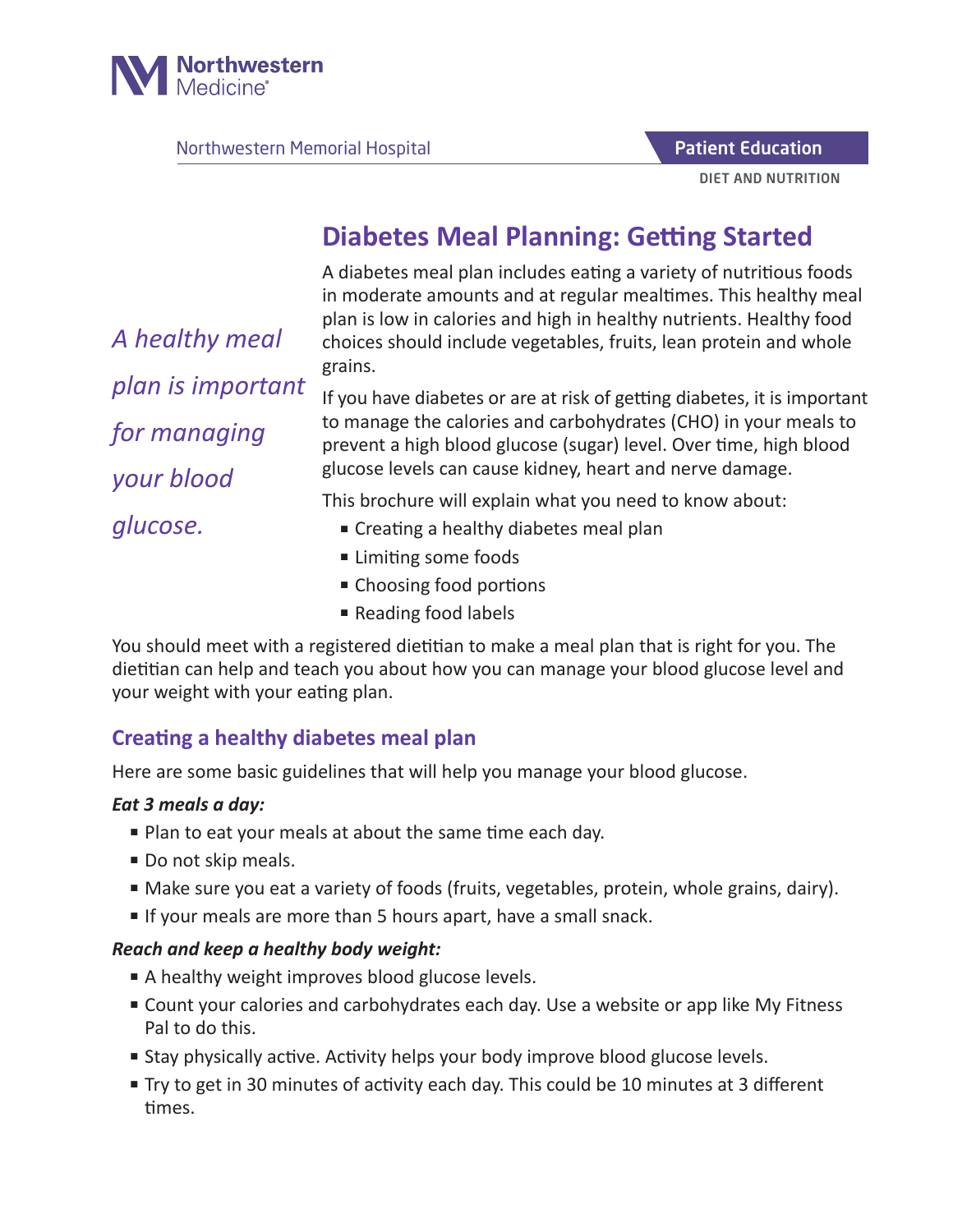Northwestern Medicine

Northwestern Memorial Hospital

**Patient Education**

DIET AND NUTRITION

# Diabetes Meal Planning: Getting Started

*A healthy meal plan is important for managing your blood glucose.*

A diabetes meal plan includes eating a variety of nutritious foods in moderate amounts and at regular mealtimes. This healthy meal plan is low in calories and high in healthy nutrients. Healthy food choices should include vegetables, fruits, lean protein and whole grains.

If you have diabetes or are at risk of getting diabetes, it is important to manage the calories and carbohydrates (CHO) in your meals to prevent a high blood glucose (sugar) level. Over time, high blood glucose levels can cause kidney, heart and nerve damage.

This brochure will explain what you need to know about:

- Creating a healthy diabetes meal plan
- Limiting some foods
- Choosing food portions
- Reading food labels

You should meet with a registered dietitian to make a meal plan that is right for you. The dietitian can help and teach you about how you can manage your blood glucose level and your weight with your eating plan.

## Creating a healthy diabetes meal plan

Here are some basic guidelines that will help you manage your blood glucose.

***Eat 3 meals a day:***

- Plan to eat your meals at about the same time each day.
- Do not skip meals.
- Make sure you eat a variety of foods (fruits, vegetables, protein, whole grains, dairy).
- If your meals are more than 5 hours apart, have a small snack.

***Reach and keep a healthy body weight:***

- A healthy weight improves blood glucose levels.
- Count your calories and carbohydrates each day. Use a website or app like My Fitness Pal to do this.
- Stay physically active. Activity helps your body improve blood glucose levels.
- Try to get in 30 minutes of activity each day. This could be 10 minutes at 3 different times.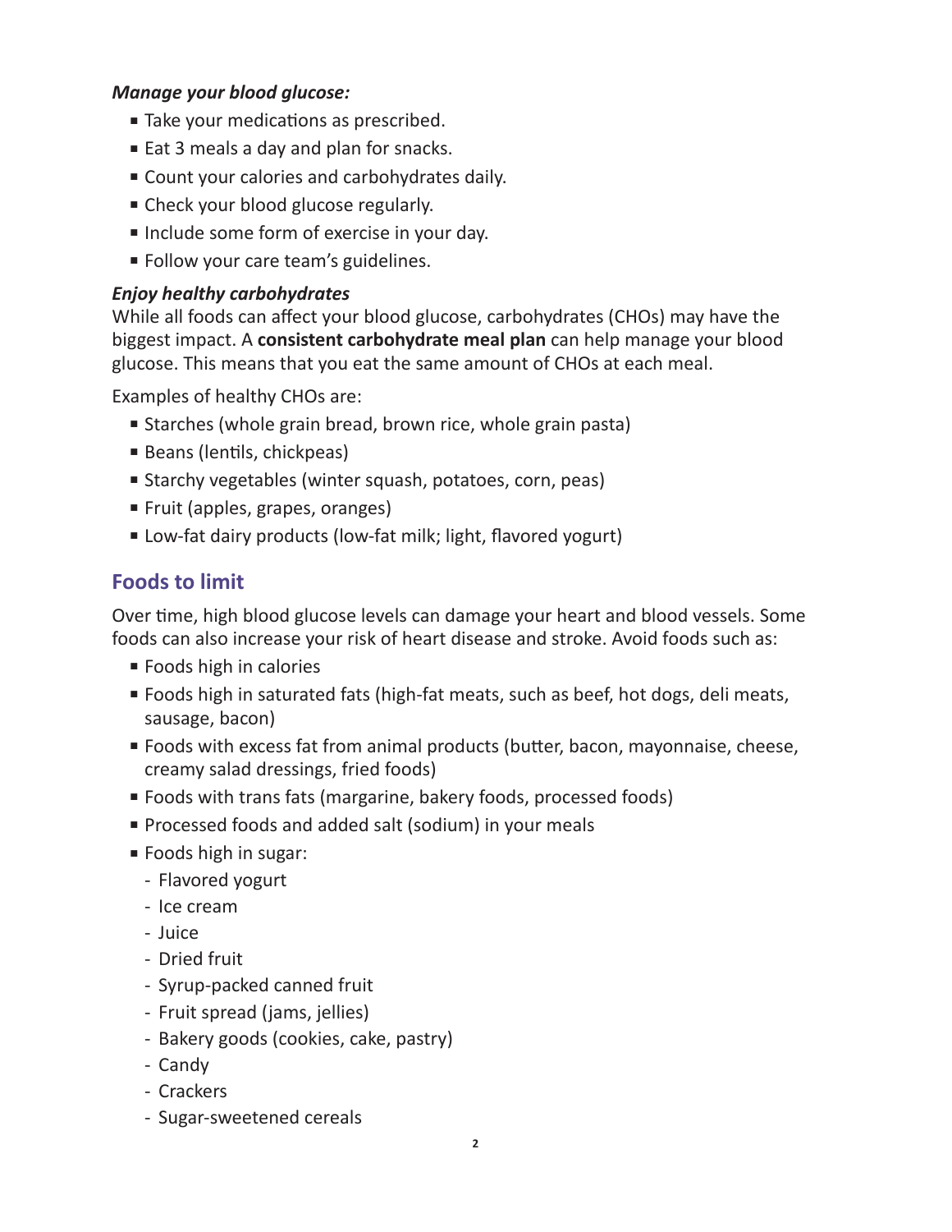***Manage your blood glucose:***

- Take your medications as prescribed.
- Eat 3 meals a day and plan for snacks.
- Count your calories and carbohydrates daily.
- Check your blood glucose regularly.
- Include some form of exercise in your day.
- Follow your care team's guidelines.

***Enjoy healthy carbohydrates***

While all foods can affect your blood glucose, carbohydrates (CHOs) may have the biggest impact. A **consistent carbohydrate meal plan** can help manage your blood glucose. This means that you eat the same amount of CHOs at each meal.

Examples of healthy CHOs are:

- Starches (whole grain bread, brown rice, whole grain pasta)
- Beans (lentils, chickpeas)
- Starchy vegetables (winter squash, potatoes, corn, peas)
- Fruit (apples, grapes, oranges)
- Low-fat dairy products (low-fat milk; light, flavored yogurt)

## Foods to limit

Over time, high blood glucose levels can damage your heart and blood vessels. Some foods can also increase your risk of heart disease and stroke. Avoid foods such as:

- Foods high in calories
- Foods high in saturated fats (high-fat meats, such as beef, hot dogs, deli meats, sausage, bacon)
- Foods with excess fat from animal products (butter, bacon, mayonnaise, cheese, creamy salad dressings, fried foods)
- Foods with trans fats (margarine, bakery foods, processed foods)
- Processed foods and added salt (sodium) in your meals
- Foods high in sugar:
  - Flavored yogurt
  - Ice cream
  - Juice
  - Dried fruit
  - Syrup-packed canned fruit
  - Fruit spread (jams, jellies)
  - Bakery goods (cookies, cake, pastry)
  - Candy
  - Crackers
  - Sugar-sweetened cereals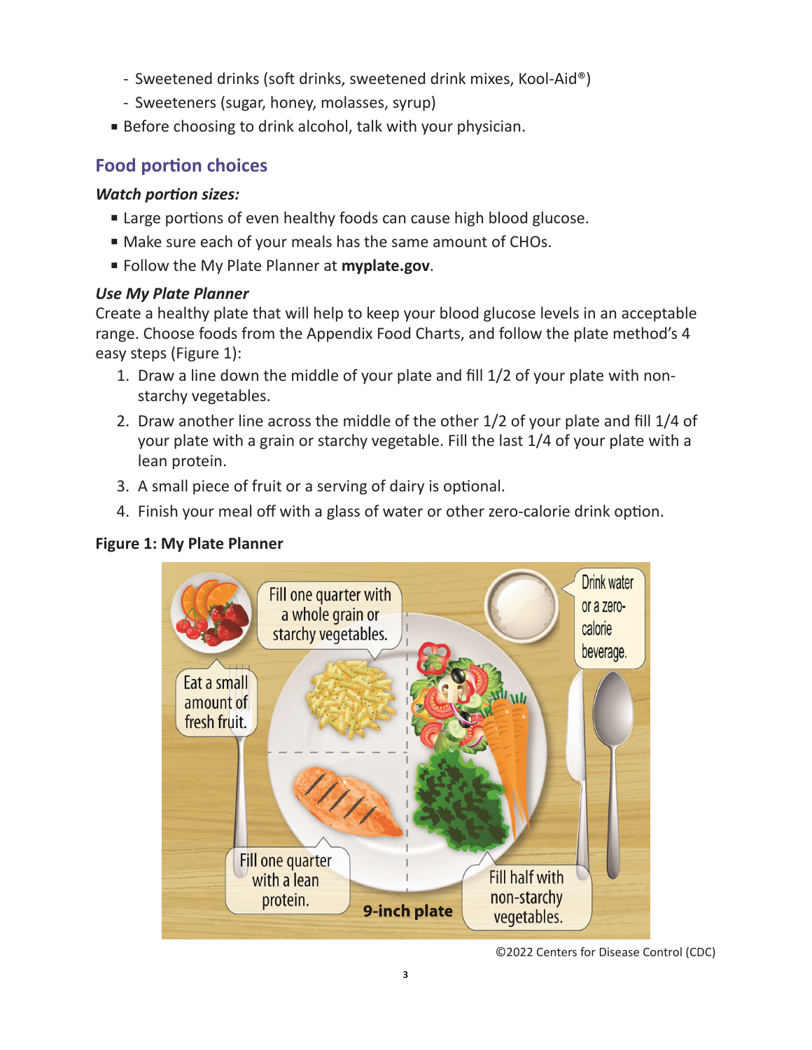- Sweetened drinks (soft drinks, sweetened drink mixes, Kool-Aid®)
  - Sweeteners (sugar, honey, molasses, syrup)
- Before choosing to drink alcohol, talk with your physician.

## Food portion choices

### *Watch portion sizes:*

- Large portions of even healthy foods can cause high blood glucose.
- Make sure each of your meals has the same amount of CHOs.
- Follow the My Plate Planner at **myplate.gov**.

### *Use My Plate Planner*

Create a healthy plate that will help to keep your blood glucose levels in an acceptable range. Choose foods from the Appendix Food Charts, and follow the plate method's 4 easy steps (Figure 1):

1. Draw a line down the middle of your plate and fill 1/2 of your plate with non-starchy vegetables.
2. Draw another line across the middle of the other 1/2 of your plate and fill 1/4 of your plate with a grain or starchy vegetable. Fill the last 1/4 of your plate with a lean protein.
3. A small piece of fruit or a serving of dairy is optional.
4. Finish your meal off with a glass of water or other zero-calorie drink option.

**Figure 1: My Plate Planner**

Fill one quarter with a whole grain or starchy vegetables.

Drink water or a zero-calorie beverage.

Eat a small amount of fresh fruit.

Fill one quarter with a lean protein.

**9-inch plate**

Fill half with non-starchy vegetables.

©2022 Centers for Disease Control (CDC)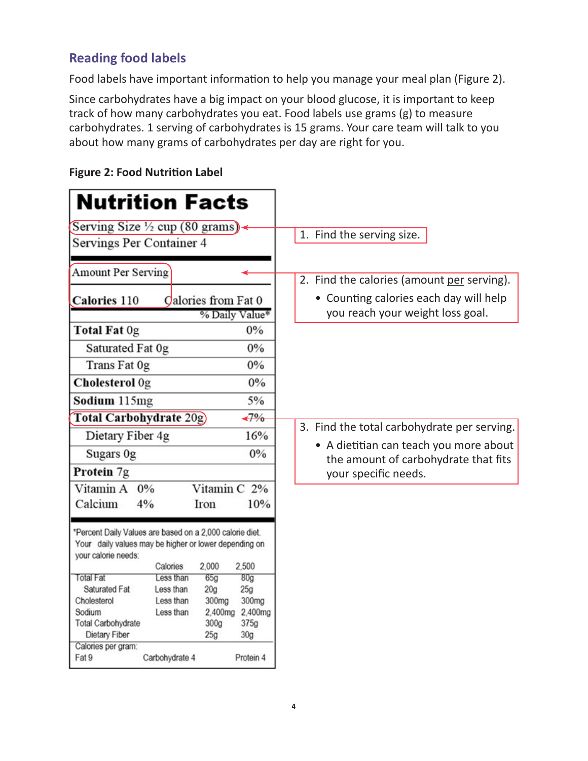## Reading food labels

Food labels have important information to help you manage your meal plan (Figure 2).

Since carbohydrates have a big impact on your blood glucose, it is important to keep track of how many carbohydrates you eat. Food labels use grams (g) to measure carbohydrates. 1 serving of carbohydrates is 15 grams. Your care team will talk to you about how many grams of carbohydrates per day are right for you.

**Figure 2: Food Nutrition Label**

**Nutrition Facts**

Serving Size ½ cup (80 grams)
Servings Per Container 4

Amount Per Serving

**Calories** 110 &nbsp;&nbsp; Calories from Fat 0

| | % Daily Value* |
|---|---|
| **Total Fat** 0g | 0% |
| Saturated Fat 0g | 0% |
| Trans Fat 0g | 0% |
| **Cholesterol** 0g | 0% |
| **Sodium** 115mg | 5% |
| **Total Carbohydrate** 20g | 7% |
| Dietary Fiber 4g | 16% |
| Sugars 0g | 0% |
| **Protein** 7g | |

| | | | |
|---|---|---|---|
| Vitamin A | 0% | Vitamin C | 2% |
| Calcium | 4% | Iron | 10% |

*Percent Daily Values are based on a 2,000 calorie diet. Your daily values may be higher or lower depending on your calorie needs:

| | Calories | 2,000 | 2,500 |
|---|---|---|---|
| Total Fat | Less than | 65g | 80g |
| Saturated Fat | Less than | 20g | 25g |
| Cholesterol | Less than | 300mg | 300mg |
| Sodium | Less than | 2,400mg | 2,400mg |
| Total Carbohydrate | | 300g | 375g |
| Dietary Fiber | | 25g | 30g |

Calories per gram:
Fat 9 &nbsp;&nbsp; Carbohydrate 4 &nbsp;&nbsp; Protein 4

1. Find the serving size.
2. Find the calories (amount per serving).
   - Counting calories each day will help you reach your weight loss goal.
3. Find the total carbohydrate per serving.
   - A dietitian can teach you more about the amount of carbohydrate that fits your specific needs.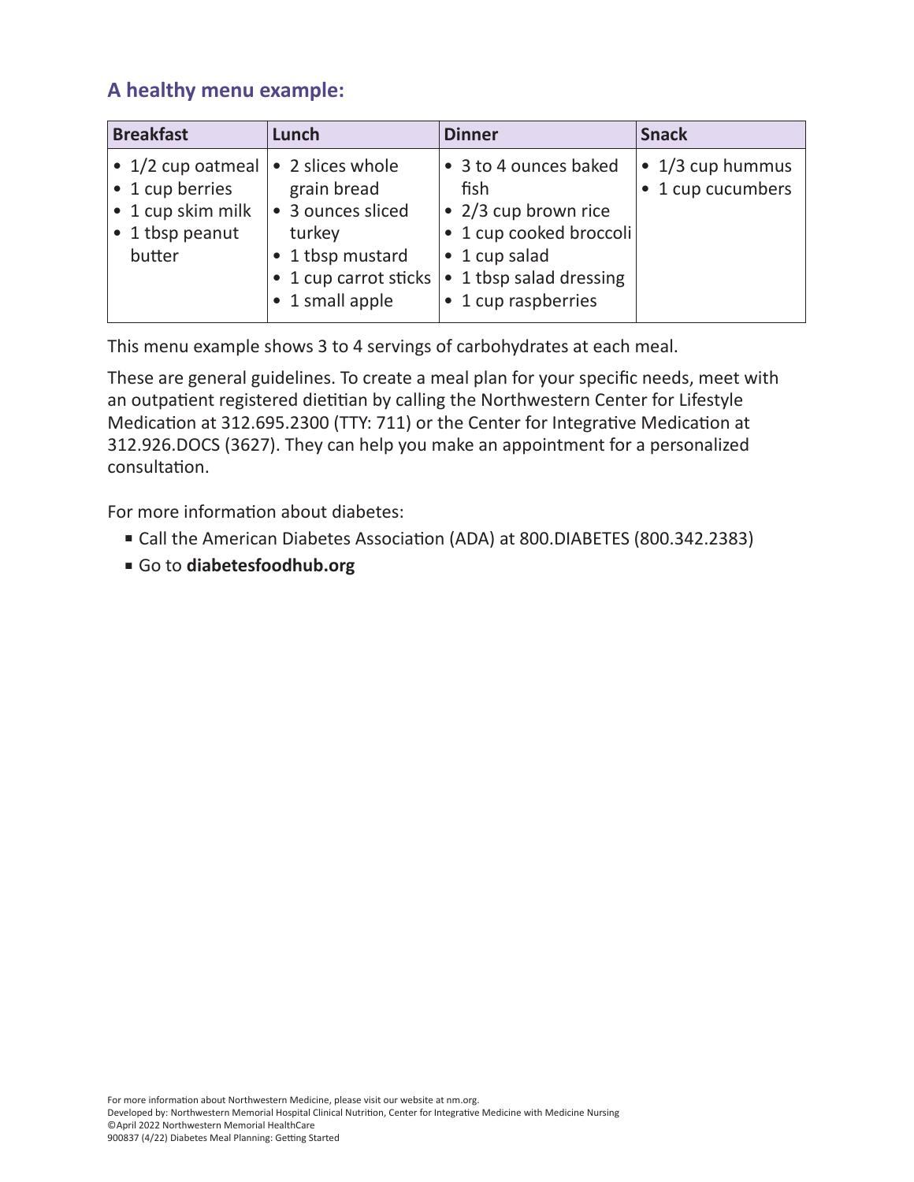## A healthy menu example:

| Breakfast | Lunch | Dinner | Snack |
|---|---|---|---|
| • 1/2 cup oatmeal<br>• 1 cup berries<br>• 1 cup skim milk<br>• 1 tbsp peanut butter | • 2 slices whole grain bread<br>• 3 ounces sliced turkey<br>• 1 tbsp mustard<br>• 1 cup carrot sticks<br>• 1 small apple | • 3 to 4 ounces baked fish<br>• 2/3 cup brown rice<br>• 1 cup cooked broccoli<br>• 1 cup salad<br>• 1 tbsp salad dressing<br>• 1 cup raspberries | • 1/3 cup hummus<br>• 1 cup cucumbers |

This menu example shows 3 to 4 servings of carbohydrates at each meal.

These are general guidelines. To create a meal plan for your specific needs, meet with an outpatient registered dietitian by calling the Northwestern Center for Lifestyle Medication at 312.695.2300 (TTY: 711) or the Center for Integrative Medication at 312.926.DOCS (3627). They can help you make an appointment for a personalized consultation.

For more information about diabetes:

- Call the American Diabetes Association (ADA) at 800.DIABETES (800.342.2383)
- Go to **diabetesfoodhub.org**

For more information about Northwestern Medicine, please visit our website at nm.org.
Developed by: Northwestern Memorial Hospital Clinical Nutrition, Center for Integrative Medicine with Medicine Nursing
©April 2022 Northwestern Memorial HealthCare
900837 (4/22) Diabetes Meal Planning: Getting Started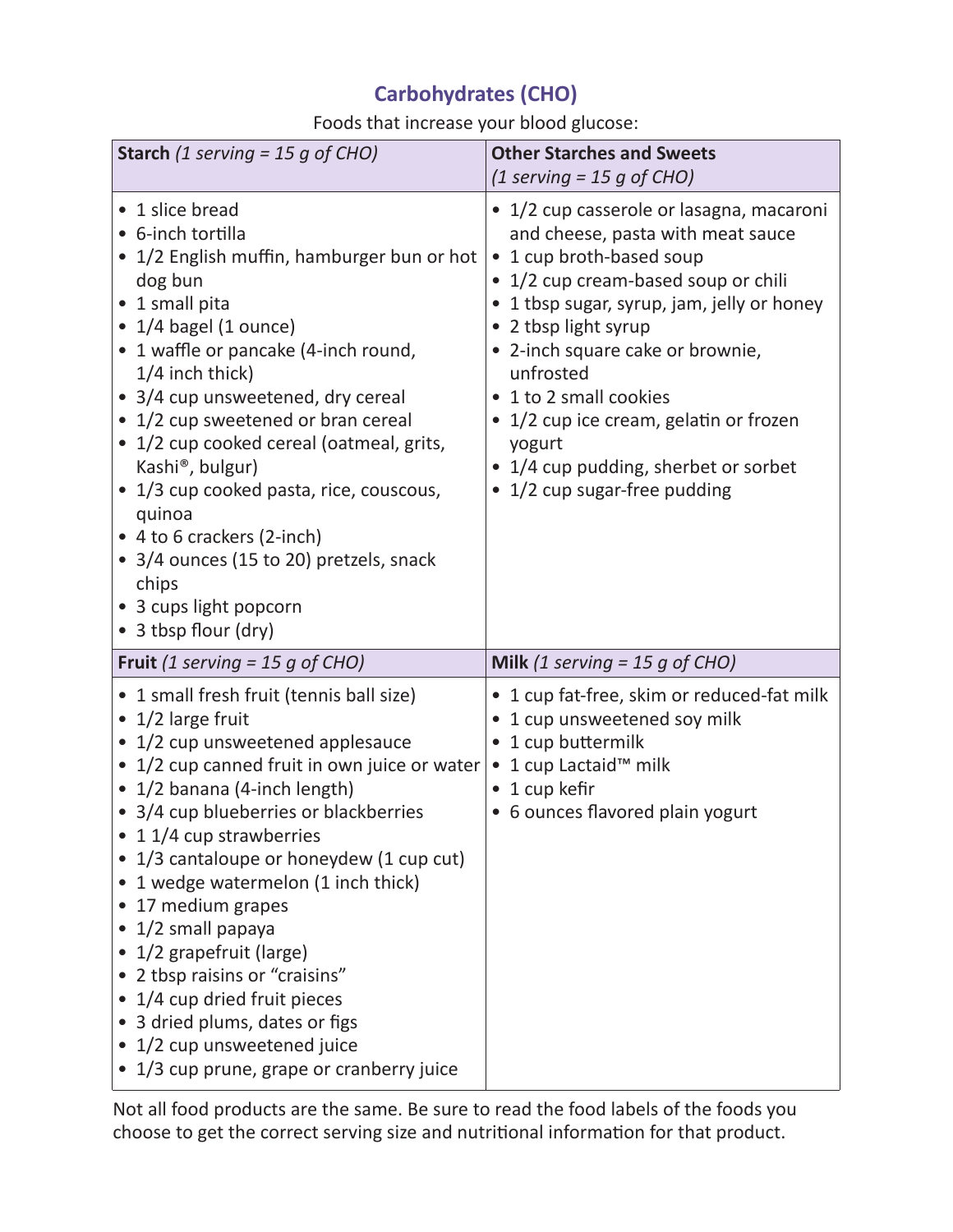# Carbohydrates (CHO)

Foods that increase your blood glucose:

| **Starch** *(1 serving = 15 g of CHO)* | **Other Starches and Sweets** *(1 serving = 15 g of CHO)* |
|---|---|
| • 1 slice bread<br>• 6-inch tortilla<br>• 1/2 English muffin, hamburger bun or hot dog bun<br>• 1 small pita<br>• 1/4 bagel (1 ounce)<br>• 1 waffle or pancake (4-inch round, 1/4 inch thick)<br>• 3/4 cup unsweetened, dry cereal<br>• 1/2 cup sweetened or bran cereal<br>• 1/2 cup cooked cereal (oatmeal, grits, Kashi®, bulgur)<br>• 1/3 cup cooked pasta, rice, couscous, quinoa<br>• 4 to 6 crackers (2-inch)<br>• 3/4 ounces (15 to 20) pretzels, snack chips<br>• 3 cups light popcorn<br>• 3 tbsp flour (dry) | • 1/2 cup casserole or lasagna, macaroni and cheese, pasta with meat sauce<br>• 1 cup broth-based soup<br>• 1/2 cup cream-based soup or chili<br>• 1 tbsp sugar, syrup, jam, jelly or honey<br>• 2 tbsp light syrup<br>• 2-inch square cake or brownie, unfrosted<br>• 1 to 2 small cookies<br>• 1/2 cup ice cream, gelatin or frozen yogurt<br>• 1/4 cup pudding, sherbet or sorbet<br>• 1/2 cup sugar-free pudding |
| **Fruit** *(1 serving = 15 g of CHO)* | **Milk** *(1 serving = 15 g of CHO)* |
| • 1 small fresh fruit (tennis ball size)<br>• 1/2 large fruit<br>• 1/2 cup unsweetened applesauce<br>• 1/2 cup canned fruit in own juice or water<br>• 1/2 banana (4-inch length)<br>• 3/4 cup blueberries or blackberries<br>• 1 1/4 cup strawberries<br>• 1/3 cantaloupe or honeydew (1 cup cut)<br>• 1 wedge watermelon (1 inch thick)<br>• 17 medium grapes<br>• 1/2 small papaya<br>• 1/2 grapefruit (large)<br>• 2 tbsp raisins or "craisins"<br>• 1/4 cup dried fruit pieces<br>• 3 dried plums, dates or figs<br>• 1/2 cup unsweetened juice<br>• 1/3 cup prune, grape or cranberry juice | • 1 cup fat-free, skim or reduced-fat milk<br>• 1 cup unsweetened soy milk<br>• 1 cup buttermilk<br>• 1 cup Lactaid™ milk<br>• 1 cup kefir<br>• 6 ounces flavored plain yogurt |

Not all food products are the same. Be sure to read the food labels of the foods you choose to get the correct serving size and nutritional information for that product.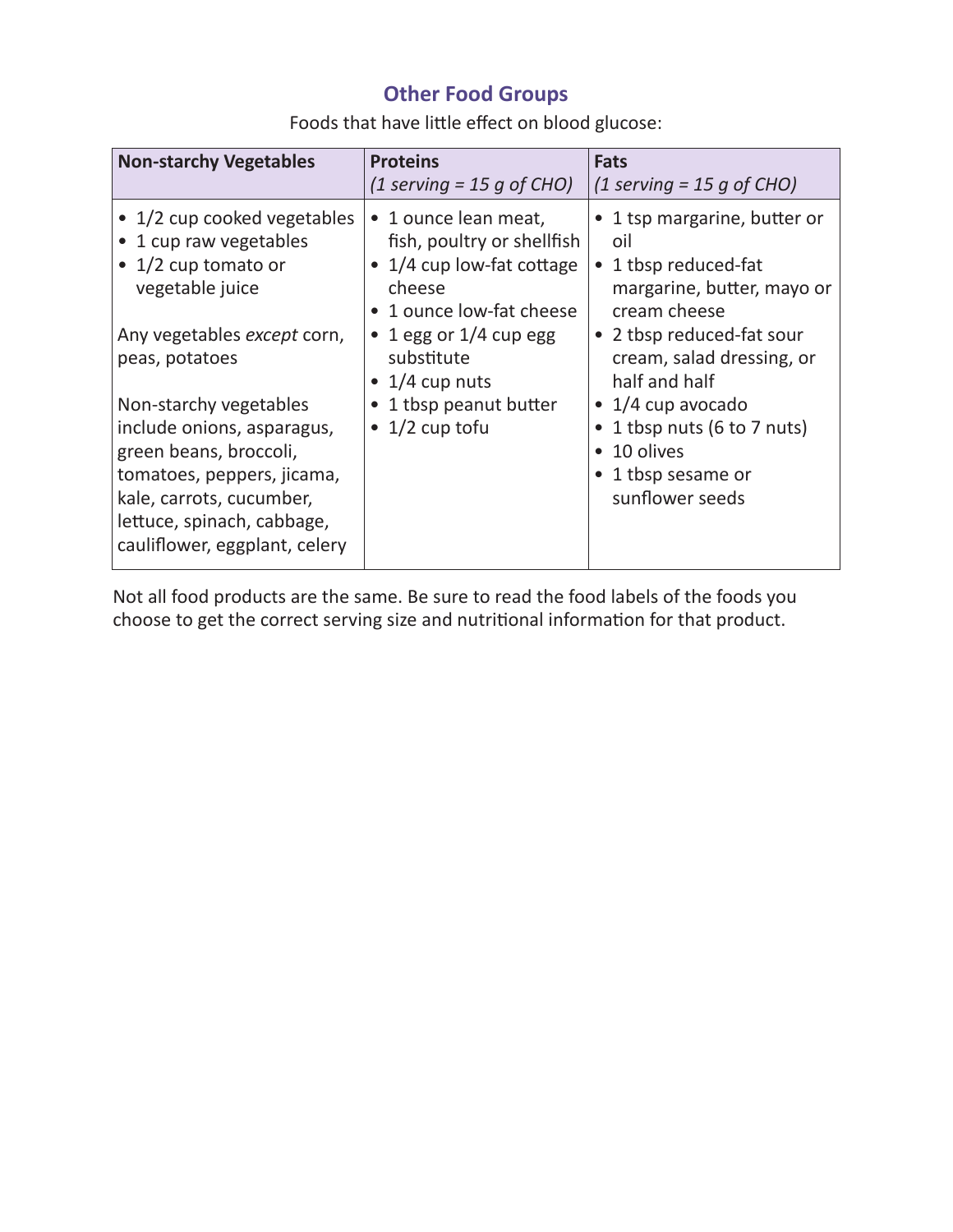## Other Food Groups

Foods that have little effect on blood glucose:

| **Non-starchy Vegetables** | **Proteins** *(1 serving = 15 g of CHO)* | **Fats** *(1 serving = 15 g of CHO)* |
|---|---|---|
| • 1/2 cup cooked vegetables<br>• 1 cup raw vegetables<br>• 1/2 cup tomato or vegetable juice<br><br>Any vegetables *except* corn, peas, potatoes<br><br>Non-starchy vegetables include onions, asparagus, green beans, broccoli, tomatoes, peppers, jicama, kale, carrots, cucumber, lettuce, spinach, cabbage, cauliflower, eggplant, celery | • 1 ounce lean meat, fish, poultry or shellfish<br>• 1/4 cup low-fat cottage cheese<br>• 1 ounce low-fat cheese<br>• 1 egg or 1/4 cup egg substitute<br>• 1/4 cup nuts<br>• 1 tbsp peanut butter<br>• 1/2 cup tofu | • 1 tsp margarine, butter or oil<br>• 1 tbsp reduced-fat margarine, butter, mayo or cream cheese<br>• 2 tbsp reduced-fat sour cream, salad dressing, or half and half<br>• 1/4 cup avocado<br>• 1 tbsp nuts (6 to 7 nuts)<br>• 10 olives<br>• 1 tbsp sesame or sunflower seeds |

Not all food products are the same. Be sure to read the food labels of the foods you choose to get the correct serving size and nutritional information for that product.